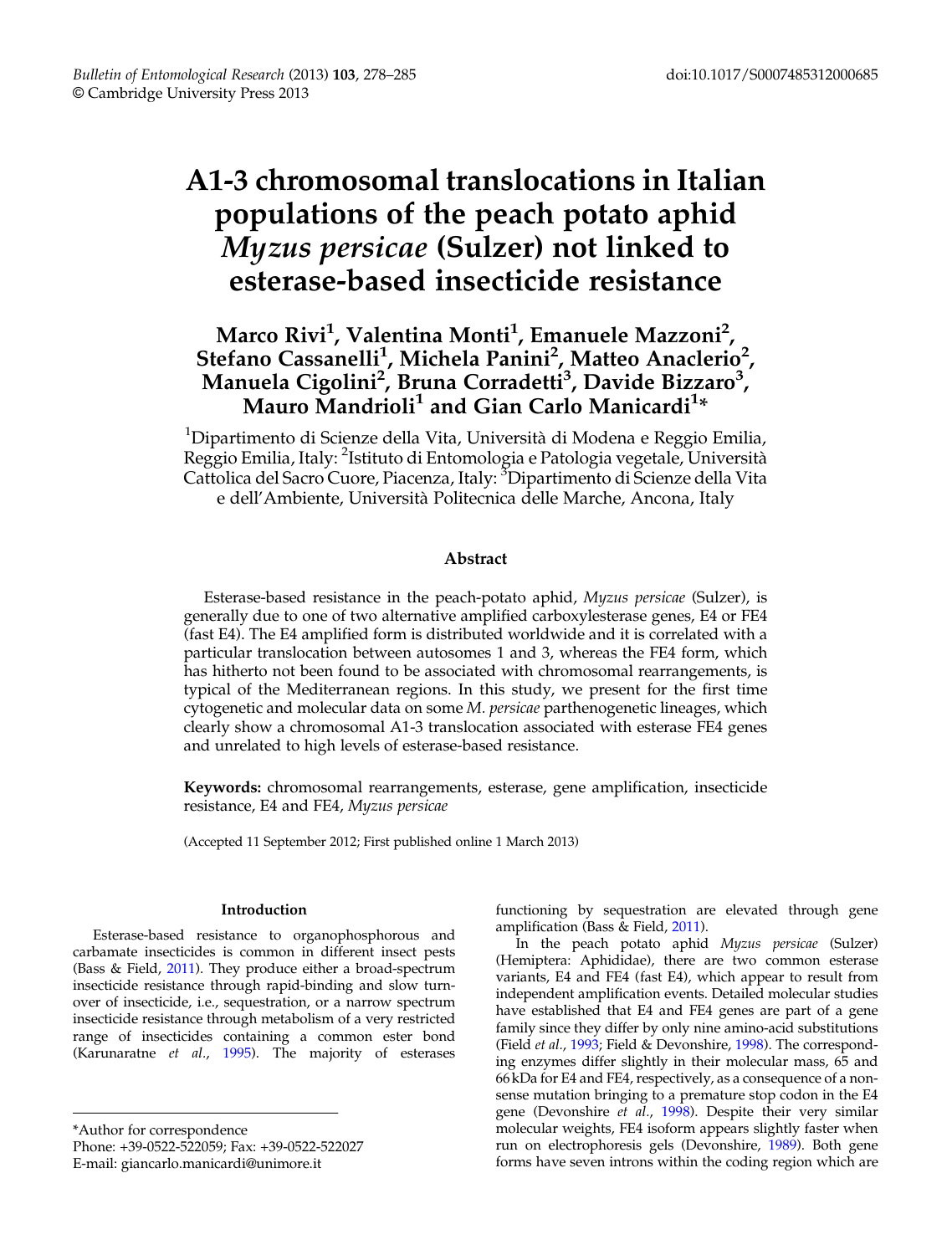# A1-3 chromosomal translocations in Italian populations of the peach potato aphid *Myzus persicae* (Sulzer) not linked to esterase-based insecticide resistance

**Marco Rivi[1], Valentina Monti[1], Emanuele Mazzoni[2], Stefano Cassanelli[1], Michela Panini[2], Matteo Anaclerio[2], Manuela Cigolini[2], Bruna Corradetti[3], Davide Bizzaro[3], Mauro Mandrioli[1] and Gian Carlo Manicardi[1]***

[1]Dipartimento di Scienze della Vita, Università di Modena e Reggio Emilia, Reggio Emilia, Italy: [2]Istituto di Entomologia e Patologia vegetale, Università Cattolica del Sacro Cuore, Piacenza, Italy: [3]Dipartimento di Scienze della Vita e dell'Ambiente, Università Politecnica delle Marche, Ancona, Italy

## Abstract

Esterase-based resistance in the peach-potato aphid, *Myzus persicae* (Sulzer), is generally due to one of two alternative amplified carboxylesterase genes, E4 or FE4 (fast E4). The E4 amplified form is distributed worldwide and it is correlated with a particular translocation between autosomes 1 and 3, whereas the FE4 form, which has hitherto not been found to be associated with chromosomal rearrangements, is typical of the Mediterranean regions. In this study, we present for the first time cytogenetic and molecular data on some *M. persicae* parthenogenetic lineages, which clearly show a chromosomal A1-3 translocation associated with esterase FE4 genes and unrelated to high levels of esterase-based resistance.

**Keywords:** chromosomal rearrangements, esterase, gene amplification, insecticide resistance, E4 and FE4, *Myzus persicae*

(Accepted 11 September 2012; First published online 1 March 2013)

## Introduction

Esterase-based resistance to organophosphorous and carbamate insecticides is common in different insect pests (Bass & Field, 2011). They produce either a broad-spectrum insecticide resistance through rapid-binding and slow turnover of insecticide, i.e., sequestration, or a narrow spectrum insecticide resistance through metabolism of a very restricted range of insecticides containing a common ester bond (Karunaratne *et al.*, 1995). The majority of esterases functioning by sequestration are elevated through gene amplification (Bass & Field, 2011).

In the peach potato aphid *Myzus persicae* (Sulzer) (Hemiptera: Aphididae), there are two common esterase variants, E4 and FE4 (fast E4), which appear to result from independent amplification events. Detailed molecular studies have established that E4 and FE4 genes are part of a gene family since they differ by only nine amino-acid substitutions (Field *et al.*, 1993; Field & Devonshire, 1998). The corresponding enzymes differ slightly in their molecular mass, 65 and 66 kDa for E4 and FE4, respectively, as a consequence of a nonsense mutation bringing to a premature stop codon in the E4 gene (Devonshire *et al.*, 1998). Despite their very similar molecular weights, FE4 isoform appears slightly faster when run on electrophoresis gels (Devonshire, 1989). Both gene forms have seven introns within the coding region which are

*Author for correspondence
Phone: +39-0522-522059; Fax: +39-0522-522027
E-mail: giancarlo.manicardi@unimore.it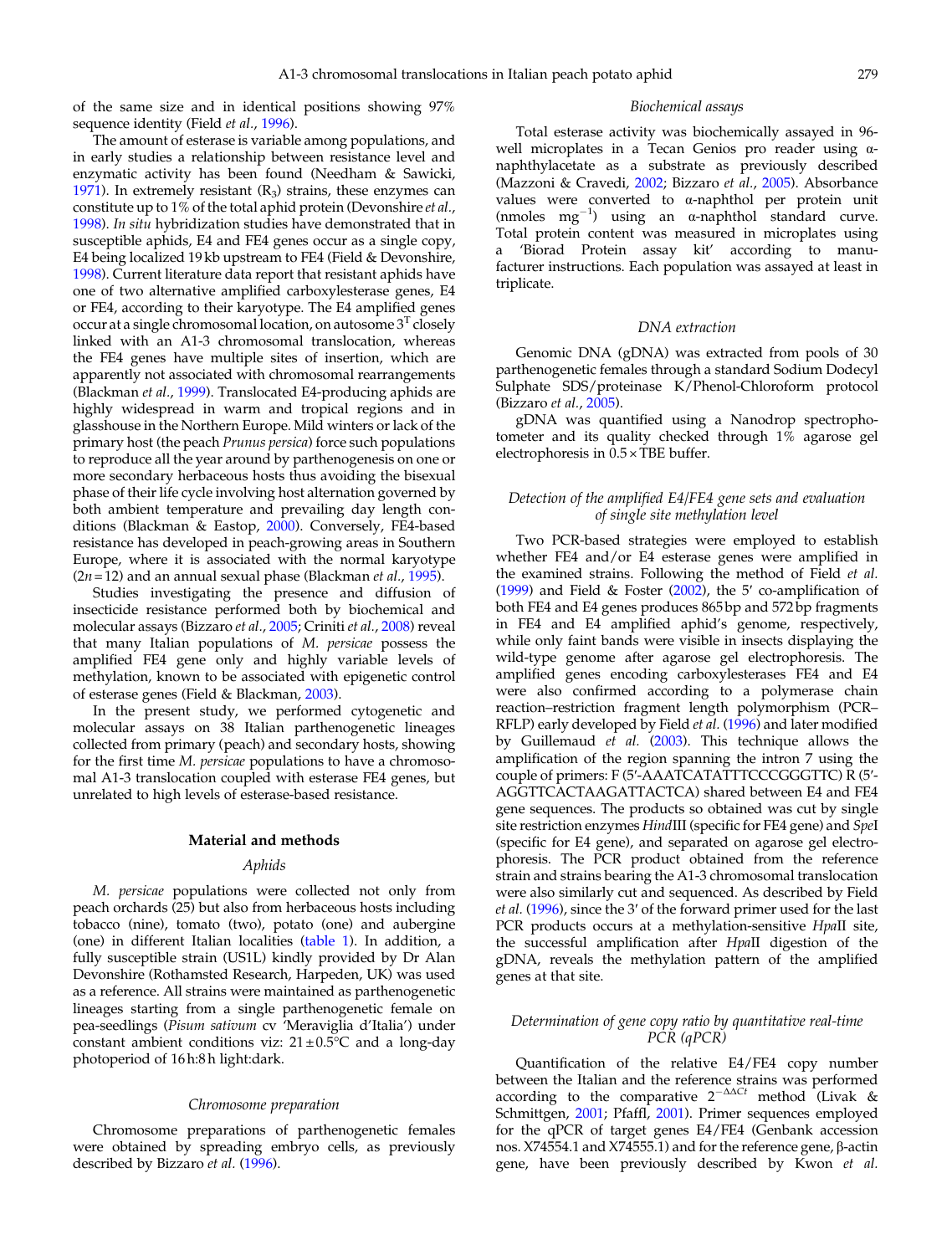of the same size and in identical positions showing 97% sequence identity (Field *et al.*, 1996).

The amount of esterase is variable among populations, and in early studies a relationship between resistance level and enzymatic activity has been found (Needham & Sawicki, 1971). In extremely resistant ($R_3$) strains, these enzymes can constitute up to 1% of the total aphid protein (Devonshire *et al.*, 1998). *In situ* hybridization studies have demonstrated that in susceptible aphids, E4 and FE4 genes occur as a single copy, E4 being localized 19 kb upstream to FE4 (Field & Devonshire, 1998). Current literature data report that resistant aphids have one of two alternative amplified carboxylesterase genes, E4 or FE4, according to their karyotype. The E4 amplified genes occur at a single chromosomal location, on autosome $3^T$ closely linked with an A1-3 chromosomal translocation, whereas the FE4 genes have multiple sites of insertion, which are apparently not associated with chromosomal rearrangements (Blackman *et al.*, 1999). Translocated E4-producing aphids are highly widespread in warm and tropical regions and in glasshouse in the Northern Europe. Mild winters or lack of the primary host (the peach *Prunus persica*) force such populations to reproduce all the year around by parthenogenesis on one or more secondary herbaceous hosts thus avoiding the bisexual phase of their life cycle involving host alternation governed by both ambient temperature and prevailing day length conditions (Blackman & Eastop, 2000). Conversely, FE4-based resistance has developed in peach-growing areas in Southern Europe, where it is associated with the normal karyotype ($2n = 12$) and an annual sexual phase (Blackman *et al.*, 1995).

Studies investigating the presence and diffusion of insecticide resistance performed both by biochemical and molecular assays (Bizzaro *et al.*, 2005; Criniti *et al.*, 2008) reveal that many Italian populations of *M. persicae* possess the amplified FE4 gene only and highly variable levels of methylation, known to be associated with epigenetic control of esterase genes (Field & Blackman, 2003).

In the present study, we performed cytogenetic and molecular assays on 38 Italian parthenogenetic lineages collected from primary (peach) and secondary hosts, showing for the first time *M. persicae* populations to have a chromosomal A1-3 translocation coupled with esterase FE4 genes, but unrelated to high levels of esterase-based resistance.

## Material and methods

### Aphids

*M. persicae* populations were collected not only from peach orchards (25) but also from herbaceous hosts including tobacco (nine), tomato (two), potato (one) and aubergine (one) in different Italian localities (table 1). In addition, a fully susceptible strain (US1L) kindly provided by Dr Alan Devonshire (Rothamsted Research, Harpeden, UK) was used as a reference. All strains were maintained as parthenogenetic lineages starting from a single parthenogenetic female on pea-seedlings (*Pisum sativum* cv 'Meraviglia d'Italia') under constant ambient conditions viz: $21 \pm 0.5$°C and a long-day photoperiod of 16 h:8 h light:dark.

### Chromosome preparation

Chromosome preparations of parthenogenetic females were obtained by spreading embryo cells, as previously described by Bizzaro *et al.* (1996).

### Biochemical assays

Total esterase activity was biochemically assayed in 96-well microplates in a Tecan Genios pro reader using α-naphthylacetate as a substrate as previously described (Mazzoni & Cravedi, 2002; Bizzaro *et al.*, 2005). Absorbance values were converted to α-naphthol per protein unit (nmoles $mg^{-1}$) using an α-naphthol standard curve. Total protein content was measured in microplates using a 'Biorad Protein assay kit' according to manufacturer instructions. Each population was assayed at least in triplicate.

### DNA extraction

Genomic DNA (gDNA) was extracted from pools of 30 parthenogenetic females through a standard Sodium Dodecyl Sulphate SDS/proteinase K/Phenol-Chloroform protocol (Bizzaro *et al.*, 2005).

gDNA was quantified using a Nanodrop spectrophotometer and its quality checked through 1% agarose gel electrophoresis in 0.5 × TBE buffer.

### Detection of the amplified E4/FE4 gene sets and evaluation of single site methylation level

Two PCR-based strategies were employed to establish whether FE4 and/or E4 esterase genes were amplified in the examined strains. Following the method of Field *et al.* (1999) and Field & Foster (2002), the 5′ co-amplification of both FE4 and E4 genes produces 865 bp and 572 bp fragments in FE4 and E4 amplified aphid's genome, respectively, while only faint bands were visible in insects displaying the wild-type genome after agarose gel electrophoresis. The amplified genes encoding carboxylesterases FE4 and E4 were also confirmed according to a polymerase chain reaction–restriction fragment length polymorphism (PCR–RFLP) early developed by Field *et al.* (1996) and later modified by Guillemaud *et al.* (2003). This technique allows the amplification of the region spanning the intron 7 using the couple of primers: F (5′-AAATCATATTTCCCGGGTTC) R (5′-AGGTTCACTAAGATTACTCA) shared between E4 and FE4 gene sequences. The products so obtained was cut by single site restriction enzymes *Hin*dIII (specific for FE4 gene) and *Spe*I (specific for E4 gene), and separated on agarose gel electrophoresis. The PCR product obtained from the reference strain and strains bearing the A1-3 chromosomal translocation were also similarly cut and sequenced. As described by Field *et al.* (1996), since the 3′ of the forward primer used for the last PCR products occurs at a methylation-sensitive *Hpa*II site, the successful amplification after *Hpa*II digestion of the gDNA, reveals the methylation pattern of the amplified genes at that site.

### Determination of gene copy ratio by quantitative real-time PCR (qPCR)

Quantification of the relative E4/FE4 copy number between the Italian and the reference strains was performed according to the comparative $2^{-\Delta\Delta Ct}$ method (Livak & Schmittgen, 2001; Pfaffl, 2001). Primer sequences employed for the qPCR of target genes E4/FE4 (Genbank accession nos. X74554.1 and X74555.1) and for the reference gene, β-actin gene, have been previously described by Kwon *et al.*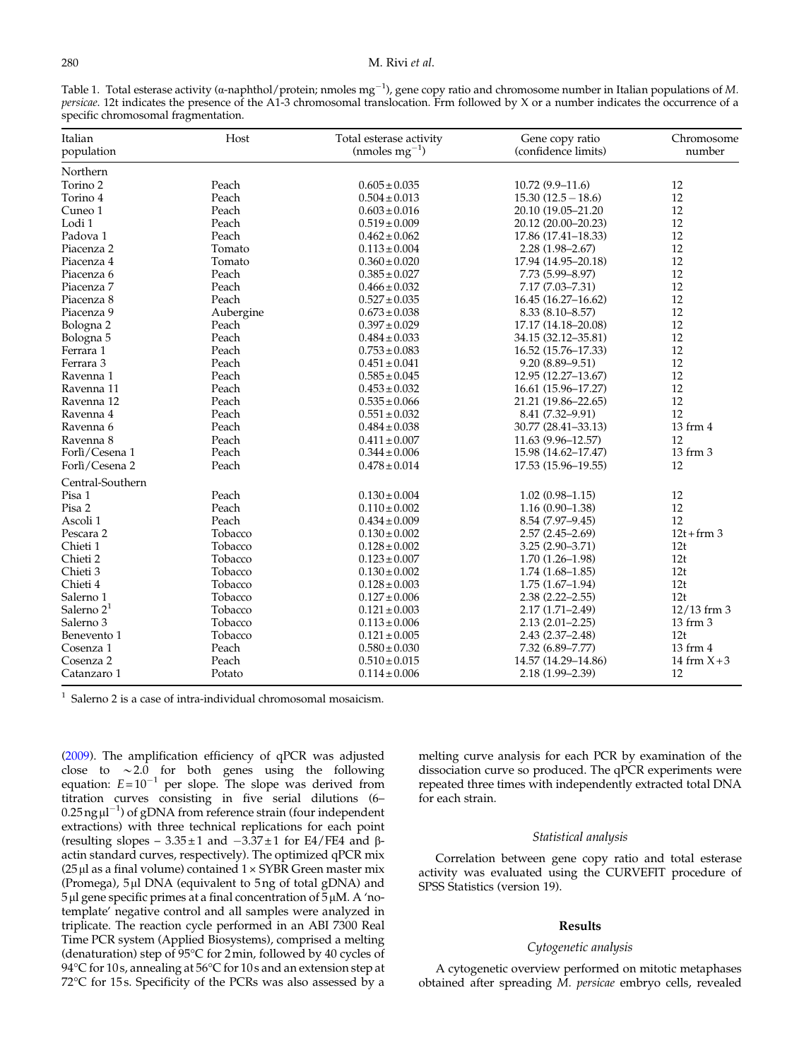Table 1. Total esterase activity (α-naphthol/protein; nmoles $mg^{-1}$), gene copy ratio and chromosome number in Italian populations of *M. persicae*. 12t indicates the presence of the A1-3 chromosomal translocation. Frm followed by X or a number indicates the occurrence of a specific chromosomal fragmentation.

| Italian population | Host | Total esterase activity (nmoles $mg^{-1}$) | Gene copy ratio (confidence limits) | Chromosome number |
|---|---|---|---|---|
| Northern | | | | |
| Torino 2 | Peach | 0.605 ± 0.035 | 10.72 (9.9–11.6) | 12 |
| Torino 4 | Peach | 0.504 ± 0.013 | 15.30 (12.5 – 18.6) | 12 |
| Cuneo 1 | Peach | 0.603 ± 0.016 | 20.10 (19.05–21.20 | 12 |
| Lodi 1 | Peach | 0.519 ± 0.009 | 20.12 (20.00–20.23) | 12 |
| Padova 1 | Peach | 0.462 ± 0.062 | 17.86 (17.41–18.33) | 12 |
| Piacenza 2 | Tomato | 0.113 ± 0.004 | 2.28 (1.98–2.67) | 12 |
| Piacenza 4 | Tomato | 0.360 ± 0.020 | 17.94 (14.95–20.18) | 12 |
| Piacenza 6 | Peach | 0.385 ± 0.027 | 7.73 (5.99–8.97) | 12 |
| Piacenza 7 | Peach | 0.466 ± 0.032 | 7.17 (7.03–7.31) | 12 |
| Piacenza 8 | Peach | 0.527 ± 0.035 | 16.45 (16.27–16.62) | 12 |
| Piacenza 9 | Aubergine | 0.673 ± 0.038 | 8.33 (8.10–8.57) | 12 |
| Bologna 2 | Peach | 0.397 ± 0.029 | 17.17 (14.18–20.08) | 12 |
| Bologna 5 | Peach | 0.484 ± 0.033 | 34.15 (32.12–35.81) | 12 |
| Ferrara 1 | Peach | 0.753 ± 0.083 | 16.52 (15.76–17.33) | 12 |
| Ferrara 3 | Peach | 0.451 ± 0.041 | 9.20 (8.89–9.51) | 12 |
| Ravenna 1 | Peach | 0.585 ± 0.045 | 12.95 (12.27–13.67) | 12 |
| Ravenna 11 | Peach | 0.453 ± 0.032 | 16.61 (15.96–17.27) | 12 |
| Ravenna 12 | Peach | 0.535 ± 0.066 | 21.21 (19.86–22.65) | 12 |
| Ravenna 4 | Peach | 0.551 ± 0.032 | 8.41 (7.32–9.91) | 12 |
| Ravenna 6 | Peach | 0.484 ± 0.038 | 30.77 (28.41–33.13) | 13 frm 4 |
| Ravenna 8 | Peach | 0.411 ± 0.007 | 11.63 (9.96–12.57) | 12 |
| Forlì/Cesena 1 | Peach | 0.344 ± 0.006 | 15.98 (14.62–17.47) | 13 frm 3 |
| Forlì/Cesena 2 | Peach | 0.478 ± 0.014 | 17.53 (15.96–19.55) | 12 |
| Central-Southern | | | | |
| Pisa 1 | Peach | 0.130 ± 0.004 | 1.02 (0.98–1.15) | 12 |
| Pisa 2 | Peach | 0.110 ± 0.002 | 1.16 (0.90–1.38) | 12 |
| Ascoli 1 | Peach | 0.434 ± 0.009 | 8.54 (7.97–9.45) | 12 |
| Pescara 2 | Tobacco | 0.130 ± 0.002 | 2.57 (2.45–2.69) | 12t + frm 3 |
| Chieti 1 | Tobacco | 0.128 ± 0.002 | 3.25 (2.90–3.71) | 12t |
| Chieti 2 | Tobacco | 0.123 ± 0.007 | 1.70 (1.26–1.98) | 12t |
| Chieti 3 | Tobacco | 0.130 ± 0.002 | 1.74 (1.68–1.85) | 12t |
| Chieti 4 | Tobacco | 0.128 ± 0.003 | 1.75 (1.67–1.94) | 12t |
| Salerno 1 | Tobacco | 0.127 ± 0.006 | 2.38 (2.22–2.55) | 12t |
| Salerno 2[1] | Tobacco | 0.121 ± 0.003 | 2.17 (1.71–2.49) | 12/13 frm 3 |
| Salerno 3 | Tobacco | 0.113 ± 0.006 | 2.13 (2.01–2.25) | 13 frm 3 |
| Benevento 1 | Tobacco | 0.121 ± 0.005 | 2.43 (2.37–2.48) | 12t |
| Cosenza 1 | Peach | 0.580 ± 0.030 | 7.32 (6.89–7.77) | 13 frm 4 |
| Cosenza 2 | Peach | 0.510 ± 0.015 | 14.57 (14.29–14.86) | 14 frm X+3 |
| Catanzaro 1 | Potato | 0.114 ± 0.006 | 2.18 (1.99–2.39) | 12 |

[1] Salerno 2 is a case of intra-individual chromosomal mosaicism.

(2009). The amplification efficiency of qPCR was adjusted close to ∼2.0 for both genes using the following equation: $E = 10^{-1}$ per slope. The slope was derived from titration curves consisting in five serial dilutions (6–0.25 ng $\mu l^{-1}$) of gDNA from reference strain (four independent extractions) with three technical replications for each point (resulting slopes − 3.35 ± 1 and −3.37 ± 1 for E4/FE4 and β-actin standard curves, respectively). The optimized qPCR mix (25 µl as a final volume) contained 1 × SYBR Green master mix (Promega), 5 µl DNA (equivalent to 5 ng of total gDNA) and 5 µl gene specific primes at a final concentration of 5 µM. A 'no-template' negative control and all samples were analyzed in triplicate. The reaction cycle performed in an ABI 7300 Real Time PCR system (Applied Biosystems), comprised a melting (denaturation) step of 95°C for 2 min, followed by 40 cycles of 94°C for 10 s, annealing at 56°C for 10 s and an extension step at 72°C for 15 s. Specificity of the PCRs was also assessed by a melting curve analysis for each PCR by examination of the dissociation curve so produced. The qPCR experiments were repeated three times with independently extracted total DNA for each strain.

### *Statistical analysis*

Correlation between gene copy ratio and total esterase activity was evaluated using the CURVEFIT procedure of SPSS Statistics (version 19).

## Results

### *Cytogenetic analysis*

A cytogenetic overview performed on mitotic metaphases obtained after spreading *M. persicae* embryo cells, revealed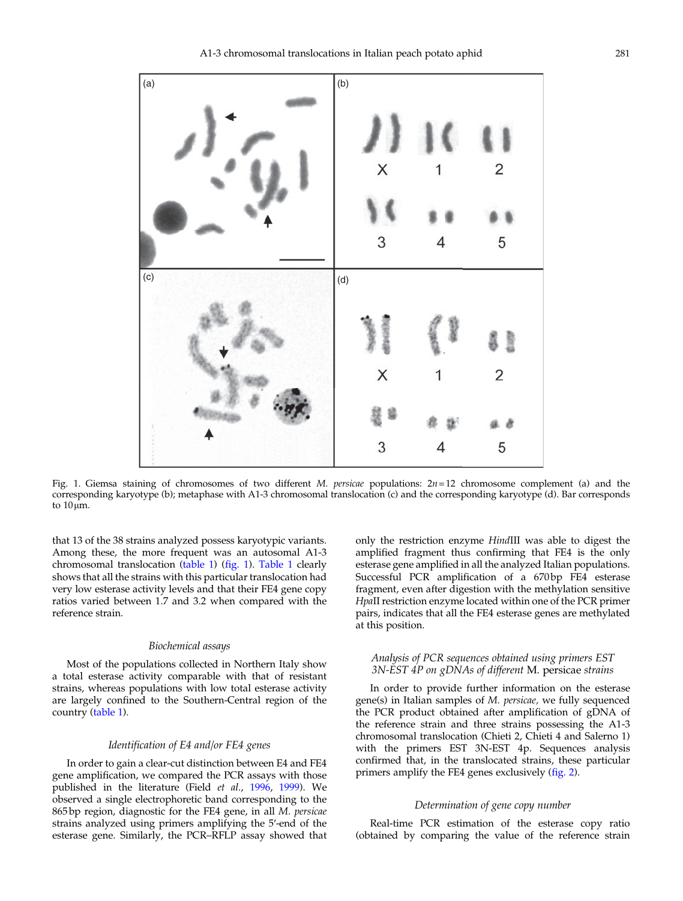Fig. 1. Giemsa staining of chromosomes of two different *M. persicae* populations: $2n = 12$ chromosome complement (a) and the corresponding karyotype (b); metaphase with A1-3 chromosomal translocation (c) and the corresponding karyotype (d). Bar corresponds to 10 μm.

that 13 of the 38 strains analyzed possess karyotypic variants. Among these, the more frequent was an autosomal A1-3 chromosomal translocation (table 1) (fig. 1). Table 1 clearly shows that all the strains with this particular translocation had very low esterase activity levels and that their FE4 gene copy ratios varied between 1.7 and 3.2 when compared with the reference strain.

### Biochemical assays

Most of the populations collected in Northern Italy show a total esterase activity comparable with that of resistant strains, whereas populations with low total esterase activity are largely confined to the Southern-Central region of the country (table 1).

### Identification of E4 and/or FE4 genes

In order to gain a clear-cut distinction between E4 and FE4 gene amplification, we compared the PCR assays with those published in the literature (Field *et al.*, 1996, 1999). We observed a single electrophoretic band corresponding to the 865 bp region, diagnostic for the FE4 gene, in all *M. persicae* strains analyzed using primers amplifying the 5′-end of the esterase gene. Similarly, the PCR–RFLP assay showed that only the restriction enzyme *Hin*dIII was able to digest the amplified fragment thus confirming that FE4 is the only esterase gene amplified in all the analyzed Italian populations. Successful PCR amplification of a 670 bp FE4 esterase fragment, even after digestion with the methylation sensitive *Hpa*II restriction enzyme located within one of the PCR primer pairs, indicates that all the FE4 esterase genes are methylated at this position.

### Analysis of PCR sequences obtained using primers EST 3N-EST 4P on gDNAs of different M. persicae strains

In order to provide further information on the esterase gene(s) in Italian samples of *M. persicae*, we fully sequenced the PCR product obtained after amplification of gDNA of the reference strain and three strains possessing the A1-3 chromosomal translocation (Chieti 2, Chieti 4 and Salerno 1) with the primers EST 3N-EST 4p. Sequences analysis confirmed that, in the translocated strains, these particular primers amplify the FE4 genes exclusively (fig. 2).

### Determination of gene copy number

Real-time PCR estimation of the esterase copy ratio (obtained by comparing the value of the reference strain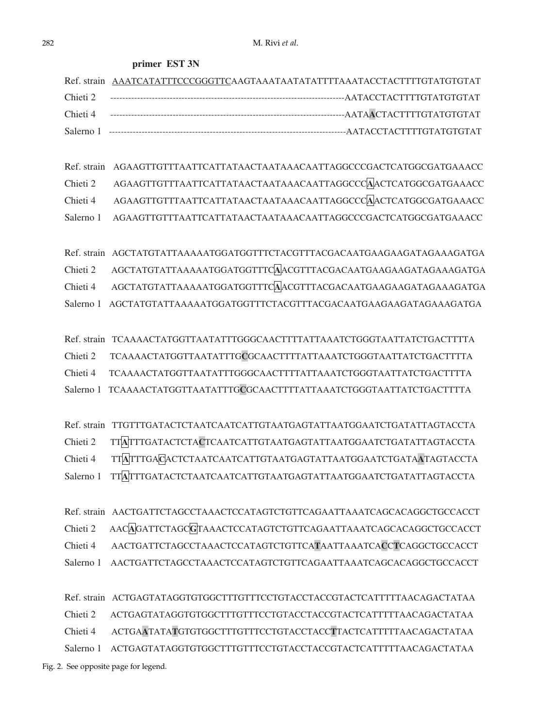**primer EST 3N**

```
Ref. strain  AAATCATATTTCCCGGGTTCAAGTAAATAATATATTTAAATACCTACTTTTGTATGTGTAT
Chieti 2     --------------------------------------------AATACCTACTTTTGTATGTGTAT
Chieti 4     --------------------------------------------AATAACTACTTTTGTATGTGTAT
Salerno 1    --------------------------------------------AATACCTACTTTTGTATGTGTAT

Ref. strain  AGAAGTTGTTTAATTCATTATAACTAATAAACAATTAGGCCCGACTCATGGCGATGAAACC
Chieti 2     AGAAGTTGTTTAATTCATTATAACTAATAAACAATTAGGCCCAACTCATGGCGATGAAACC
Chieti 4     AGAAGTTGTTTAATTCATTATAACTAATAAACAATTAGGCCCAACTCATGGCGATGAAACC
Salerno 1    AGAAGTTGTTTAATTCATTATAACTAATAAACAATTAGGCCCGACTCATGGCGATGAAACC

Ref. strain  AGCTATGTATTAAAAATGGATGGTTTCTACGTTTACGACAATGAAGAAGATAGAAAGATGA
Chieti 2     AGCTATGTATTAAAAATGGATGGTTTCAACGTTTACGACAATGAAGAAGATAGAAAGATGA
Chieti 4     AGCTATGTATTAAAAATGGATGGTTTCAACGTTTACGACAATGAAGAAGATAGAAAGATGA
Salerno 1    AGCTATGTATTAAAAATGGATGGTTTCTACGTTTACGACAATGAAGAAGATAGAAAGATGA

Ref. strain  TCAAAACTATGGTTAATATTTGGGCAACTTTTATTAAATCTGGGTAATTATCTGACTTTTA
Chieti 2     TCAAAACTATGGTTAATATTTGCGCAACTTTTATTAAATCTGGGTAATTATCTGACTTTTA
Chieti 4     TCAAAACTATGGTTAATATTTGGGCAACTTTTATTAAATCTGGGTAATTATCTGACTTTTA
Salerno 1    TCAAAACTATGGTTAATATTTGCGCAACTTTTATTAAATCTGGGTAATTATCTGACTTTTA

Ref. strain  TTGTTTGATACTCTAATCAATCATTGTAATGAGTATTAATGGAATCTGATATTAGTACCTA
Chieti 2     TTATTTGATACTCTACTCAATCATTGTAATGAGTATTAATGGAATCTGATATTAGTACCTA
Chieti 4     TTATTTGACACTCTAATCAATCATTGTAATGAGTATTAATGGAATCTGATAATAGTACCTA
Salerno 1    TTATTTGATACTCTAATCAATCATTGTAATGAGTATTAATGGAATCTGATATTAGTACCTA

Ref. strain  AACTGATTCTAGCCTAAACTCCATAGTCTGTTCAGAATTAAATCAGCACAGGCTGCCACCT
Chieti 2     AACAGATTCTAGCGTAAACTCCATAGTCTGTTCAGAATTAAATCAGCACAGGCTGCCACCT
Chieti 4     AACTGATTCTAGCCTAAACTCCATAGTCTGTTCATAATTAAATCACCTCAGGCTGCCACCT
Salerno 1    AACTGATTCTAGCCTAAACTCCATAGTCTGTTCAGAATTAAATCAGCACAGGCTGCCACCT

Ref. strain  ACTGAGTATAGGTGTGGCTTTGTTTCCTGTACCTACCGTACTCATTTTTAACAGACTATAA
Chieti 2     ACTGAGTATAGGTGTGGCTTTGTTTCCTGTACCTACCGTACTCATTTTTAACAGACTATAA
Chieti 4     ACTGAATATATGTGTGGCTTTGTTTCCTGTACCTACCTTACTCATTTTTAACAGACTATAA
Salerno 1    ACTGAGTATAGGTGTGGCTTTGTTTCCTGTACCTACCGTACTCATTTTTAACAGACTATAA
```

Fig. 2. See opposite page for legend.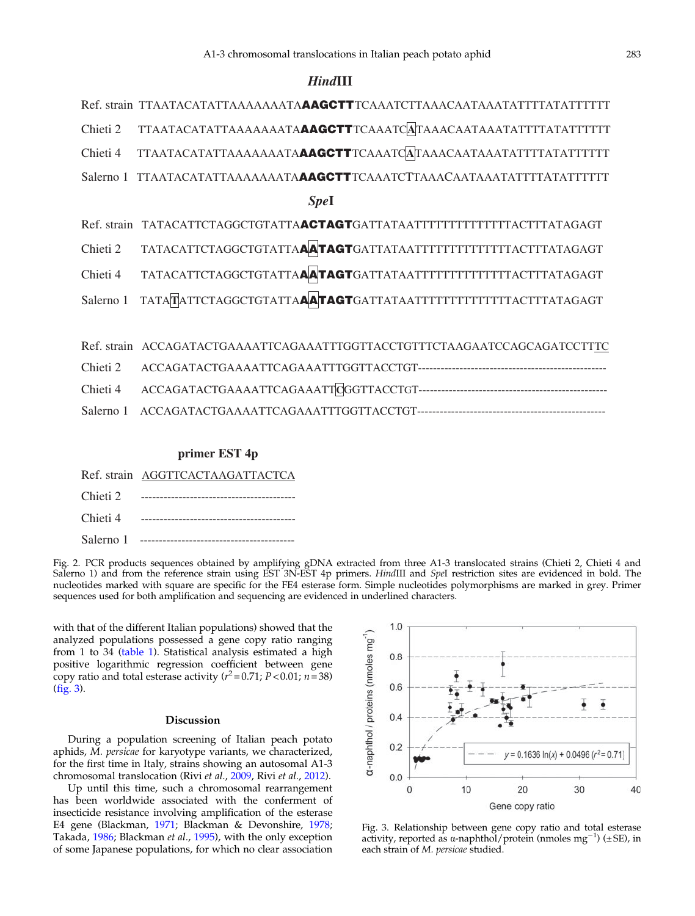### *Hind*III

```
Ref. strain  TTAATACATATTAAAAAAAATAAAGCTTTCAAATCTTAAACAATAAATATTTTATATTTTTT
Chieti 2     TTAATACATATTAAAAAAAATAAAGCTTTCAAATCATAAACAATAAATATTTTATATTTTTT
Chieti 4     TTAATACATATTAAAAAAAATAAAGCTTTCAAATCATAAACAATAAATATTTTATATTTTTT
Salerno 1    TTAATACATATTAAAAAAAATAAAGCTTTCAAATCTTAAACAATAAATATTTTATATTTTTT
```

### *Spe*I

```
Ref. strain  TATACATTCTAGGCTGTATTAACTAGTGATTATAATTTTTTTTTTTTTTTACTTTATAGAGT
Chieti 2     TATACATTCTAGGCTGTATTAAATAGTGATTATAATTTTTTTTTTTTTTTACTTTATAGAGT
Chieti 4     TATACATTCTAGGCTGTATTAAATAGTGATTATAATTTTTTTTTTTTTTTACTTTATAGAGT
Salerno 1    TATATATTCTAGGCTGTATTAAATAGTGATTATAATTTTTTTTTTTTTTTACTTTATAGAGT
```

```
Ref. strain  ACCAGATACTGAAAATTCAGAAATTTGGTTACCTGTTTCTAAGAATCCAGCAGATCCTTTC
Chieti 2     ACCAGATACTGAAAATTCAGAAATTTGGTTACCTGT--------------------------------------------------
Chieti 4     ACCAGATACTGAAAATTCAGAAATTCGGTTACCTGT--------------------------------------------------
Salerno 1    ACCAGATACTGAAAATTCAGAAATTTGGTTACCTGT--------------------------------------------------
```

**primer EST 4p**

```
Ref. strain  AGGTTCACTAAGATTACTCA
Chieti 2     ----------------------------------------
Chieti 4     ----------------------------------------
Salerno 1    ----------------------------------------
```

Fig. 2. PCR products sequences obtained by amplifying gDNA extracted from three A1-3 translocated strains (Chieti 2, Chieti 4 and Salerno 1) and from the reference strain using EST 3N-EST 4p primers. *Hind*III and *Spe*I restriction sites are evidenced in bold. The nucleotides marked with square are specific for the FE4 esterase form. Simple nucleotides polymorphisms are marked in grey. Primer sequences used for both amplification and sequencing are evidenced in underlined characters.

with that of the different Italian populations) showed that the analyzed populations possessed a gene copy ratio ranging from 1 to 34 (table 1). Statistical analysis estimated a high positive logarithmic regression coefficient between gene copy ratio and total esterase activity ($r^2 = 0.71$; $P < 0.01$; $n = 38$) (fig. 3).

Fig. 3. Relationship between gene copy ratio and total esterase activity, reported as α-naphthol/protein (nmoles mg$^{-1}$) (±SE), in each strain of *M. persicae* studied.

## Discussion

During a population screening of Italian peach potato aphids, *M. persicae* for karyotype variants, we characterized, for the first time in Italy, strains showing an autosomal A1-3 chromosomal translocation (Rivi *et al.*, 2009, Rivi *et al.*, 2012).

Up until this time, such a chromosomal rearrangement has been worldwide associated with the conferment of insecticide resistance involving amplification of the esterase E4 gene (Blackman, 1971; Blackman & Devonshire, 1978; Takada, 1986; Blackman *et al.*, 1995), with the only exception of some Japanese populations, for which no clear association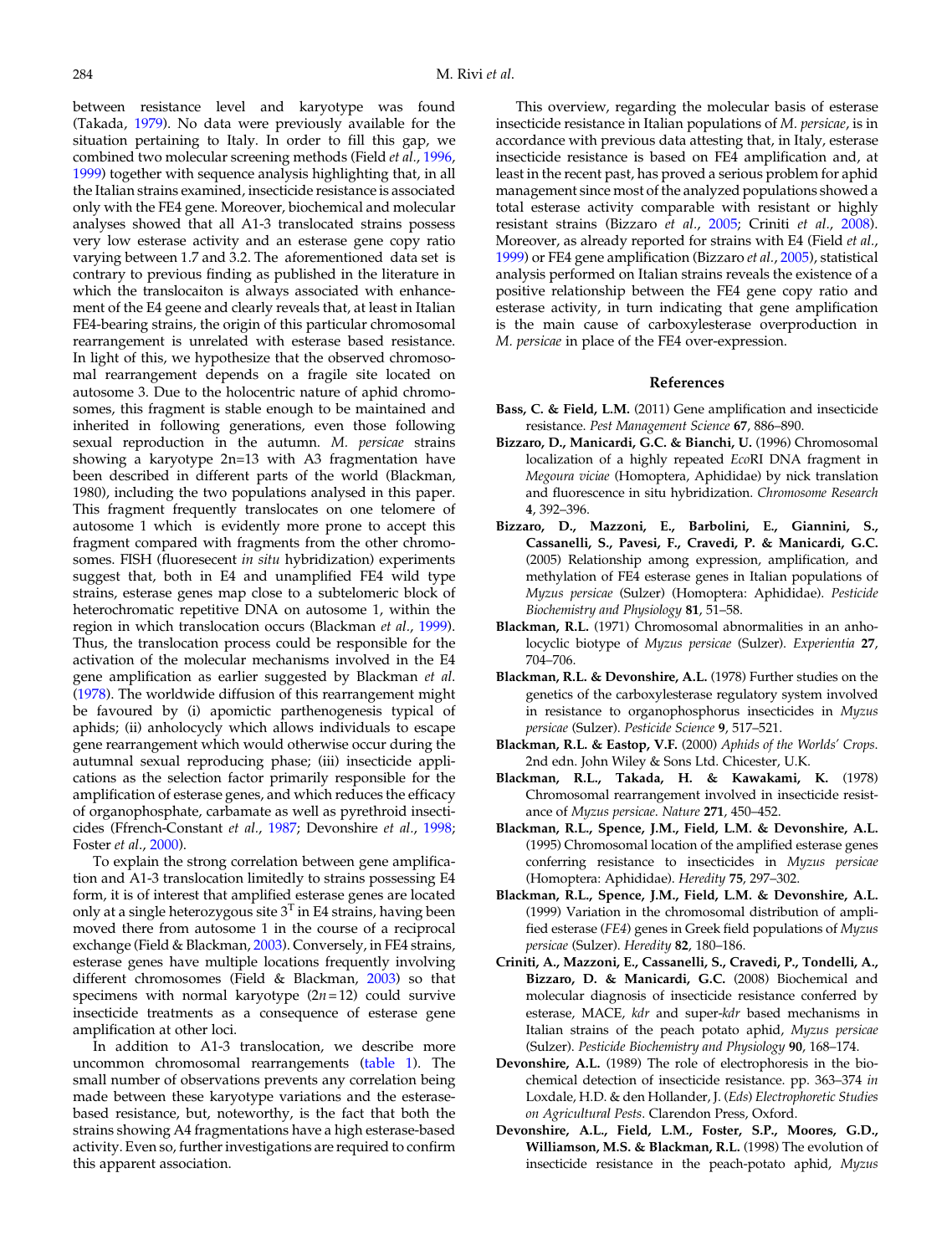between resistance level and karyotype was found (Takada, 1979). No data were previously available for the situation pertaining to Italy. In order to fill this gap, we combined two molecular screening methods (Field *et al.*, 1996, 1999) together with sequence analysis highlighting that, in all the Italian strains examined, insecticide resistance is associated only with the FE4 gene. Moreover, biochemical and molecular analyses showed that all A1-3 translocated strains possess very low esterase activity and an esterase gene copy ratio varying between 1.7 and 3.2. The aforementioned data set is contrary to previous finding as published in the literature in which the translocaiton is always associated with enhancement of the E4 geene and clearly reveals that, at least in Italian FE4-bearing strains, the origin of this particular chromosomal rearrangement is unrelated with esterase based resistance. In light of this, we hypothesize that the observed chromosomal rearrangement depends on a fragile site located on autosome 3. Due to the holocentric nature of aphid chromosomes, this fragment is stable enough to be maintained and inherited in following generations, even those following sexual reproduction in the autumn. *M. persicae* strains showing a karyotype 2n=13 with A3 fragmentation have been described in different parts of the world (Blackman, 1980), including the two populations analysed in this paper. This fragment frequently translocates on one telomere of autosome 1 which is evidently more prone to accept this fragment compared with fragments from the other chromosomes. FISH (fluoresecent *in situ* hybridization) experiments suggest that, both in E4 and unamplified FE4 wild type strains, esterase genes map close to a subtelomeric block of heterochromatic repetitive DNA on autosome 1, within the region in which translocation occurs (Blackman *et al.*, 1999). Thus, the translocation process could be responsible for the activation of the molecular mechanisms involved in the E4 gene amplification as earlier suggested by Blackman *et al.* (1978). The worldwide diffusion of this rearrangement might be favoured by (i) apomictic parthenogenesis typical of aphids; (ii) anholocycly which allows individuals to escape gene rearrangement which would otherwise occur during the autumnal sexual reproducing phase; (iii) insecticide applications as the selection factor primarily responsible for the amplification of esterase genes, and which reduces the efficacy of organophosphate, carbamate as well as pyrethroid insecticides (Ffrench-Constant *et al.*, 1987; Devonshire *et al.*, 1998; Foster *et al.*, 2000).

To explain the strong correlation between gene amplification and A1-3 translocation limitedly to strains possessing E4 form, it is of interest that amplified esterase genes are located only at a single heterozygous site $3^{T}$ in E4 strains, having been moved there from autosome 1 in the course of a reciprocal exchange (Field & Blackman, 2003). Conversely, in FE4 strains, esterase genes have multiple locations frequently involving different chromosomes (Field & Blackman, 2003) so that specimens with normal karyotype ($2n=12$) could survive insecticide treatments as a consequence of esterase gene amplification at other loci.

In addition to A1-3 translocation, we describe more uncommon chromosomal rearrangements (table 1). The small number of observations prevents any correlation being made between these karyotype variations and the esterase-based resistance, but, noteworthy, is the fact that both the strains showing A4 fragmentations have a high esterase-based activity. Even so, further investigations are required to confirm this apparent association.

This overview, regarding the molecular basis of esterase insecticide resistance in Italian populations of *M. persicae*, is in accordance with previous data attesting that, in Italy, esterase insecticide resistance is based on FE4 amplification and, at least in the recent past, has proved a serious problem for aphid management since most of the analyzed populations showed a total esterase activity comparable with resistant or highly resistant strains (Bizzaro *et al.*, 2005; Criniti *et al.*, 2008). Moreover, as already reported for strains with E4 (Field *et al.*, 1999) or FE4 gene amplification (Bizzaro *et al.*, 2005), statistical analysis performed on Italian strains reveals the existence of a positive relationship between the FE4 gene copy ratio and esterase activity, in turn indicating that gene amplification is the main cause of carboxylesterase overproduction in *M. persicae* in place of the FE4 over-expression.

## References

**Bass, C. & Field, L.M.** (2011) Gene amplification and insecticide resistance. *Pest Management Science* **67**, 886–890.

**Bizzaro, D., Manicardi, G.C. & Bianchi, U.** (1996) Chromosomal localization of a highly repeated *Eco*RI DNA fragment in *Megoura viciae* (Homoptera, Aphididae) by nick translation and fluorescence in situ hybridization. *Chromosome Research* **4**, 392–396.

**Bizzaro, D., Mazzoni, E., Barbolini, E., Giannini, S., Cassanelli, S., Pavesi, F., Cravedi, P. & Manicardi, G.C.** (2005) Relationship among expression, amplification, and methylation of FE4 esterase genes in Italian populations of *Myzus persicae* (Sulzer) (Homoptera: Aphididae). *Pesticide Biochemistry and Physiology* **81**, 51–58.

**Blackman, R.L.** (1971) Chromosomal abnormalities in an anholocyclic biotype of *Myzus persicae* (Sulzer). *Experientia* **27**, 704–706.

**Blackman, R.L. & Devonshire, A.L.** (1978) Further studies on the genetics of the carboxylesterase regulatory system involved in resistance to organophosphorus insecticides in *Myzus persicae* (Sulzer). *Pesticide Science* **9**, 517–521.

**Blackman, R.L. & Eastop, V.F.** (2000) *Aphids of the Worlds' Crops.* 2nd edn. John Wiley & Sons Ltd. Chicester, U.K.

**Blackman, R.L., Takada, H. & Kawakami, K.** (1978) Chromosomal rearrangement involved in insecticide resistance of *Myzus persicae*. *Nature* **271**, 450–452.

**Blackman, R.L., Spence, J.M., Field, L.M. & Devonshire, A.L.** (1995) Chromosomal location of the amplified esterase genes conferring resistance to insecticides in *Myzus persicae* (Homoptera: Aphididae). *Heredity* **75**, 297–302.

**Blackman, R.L., Spence, J.M., Field, L.M. & Devonshire, A.L.** (1999) Variation in the chromosomal distribution of amplified esterase (*FE4*) genes in Greek field populations of *Myzus persicae* (Sulzer). *Heredity* **82**, 180–186.

**Criniti, A., Mazzoni, E., Cassanelli, S., Cravedi, P., Tondelli, A., Bizzaro, D. & Manicardi, G.C.** (2008) Biochemical and molecular diagnosis of insecticide resistance conferred by esterase, MACE, *kdr* and super-*kdr* based mechanisms in Italian strains of the peach potato aphid, *Myzus persicae* (Sulzer). *Pesticide Biochemistry and Physiology* **90**, 168–174.

**Devonshire, A.L.** (1989) The role of electrophoresis in the biochemical detection of insecticide resistance. pp. 363–374 *in* Loxdale, H.D. & den Hollander, J. (*Eds*) *Electrophoretic Studies on Agricultural Pests*. Clarendon Press, Oxford.

**Devonshire, A.L., Field, L.M., Foster, S.P., Moores, G.D., Williamson, M.S. & Blackman, R.L.** (1998) The evolution of insecticide resistance in the peach-potato aphid, *Myzus*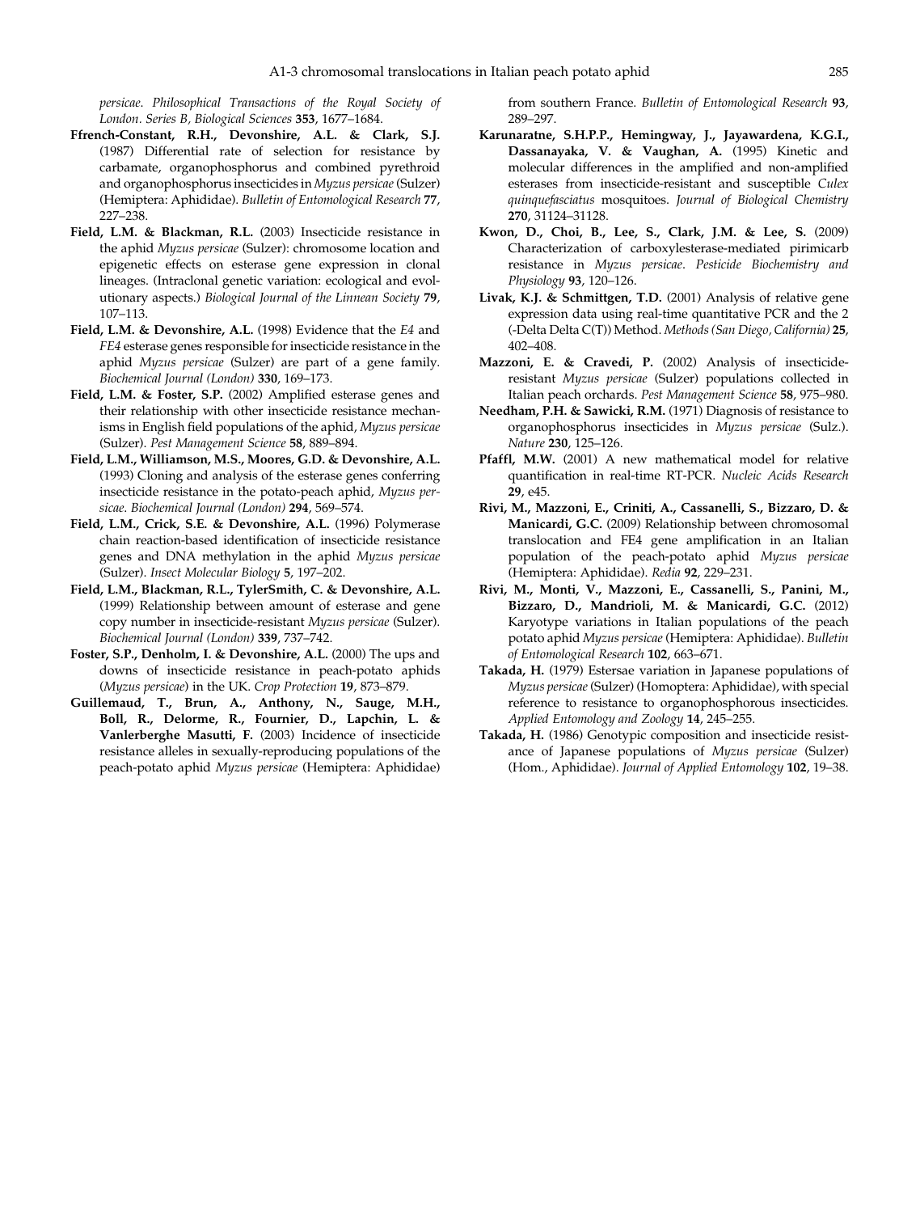*persicae*. *Philosophical Transactions of the Royal Society of London. Series B, Biological Sciences* **353**, 1677–1684.

**Ffrench-Constant, R.H., Devonshire, A.L. & Clark, S.J.** (1987) Differential rate of selection for resistance by carbamate, organophosphorus and combined pyrethroid and organophosphorus insecticides in *Myzus persicae* (Sulzer) (Hemiptera: Aphididae). *Bulletin of Entomological Research* **77**, 227–238.

**Field, L.M. & Blackman, R.L.** (2003) Insecticide resistance in the aphid *Myzus persicae* (Sulzer): chromosome location and epigenetic effects on esterase gene expression in clonal lineages. (Intraclonal genetic variation: ecological and evolutionary aspects.) *Biological Journal of the Linnean Society* **79**, 107–113.

**Field, L.M. & Devonshire, A.L.** (1998) Evidence that the *E4* and *FE4* esterase genes responsible for insecticide resistance in the aphid *Myzus persicae* (Sulzer) are part of a gene family. *Biochemical Journal (London)* **330**, 169–173.

**Field, L.M. & Foster, S.P.** (2002) Amplified esterase genes and their relationship with other insecticide resistance mechanisms in English field populations of the aphid, *Myzus persicae* (Sulzer). *Pest Management Science* **58**, 889–894.

**Field, L.M., Williamson, M.S., Moores, G.D. & Devonshire, A.L.** (1993) Cloning and analysis of the esterase genes conferring insecticide resistance in the potato-peach aphid, *Myzus persicae*. *Biochemical Journal (London)* **294**, 569–574.

**Field, L.M., Crick, S.E. & Devonshire, A.L.** (1996) Polymerase chain reaction-based identification of insecticide resistance genes and DNA methylation in the aphid *Myzus persicae* (Sulzer). *Insect Molecular Biology* **5**, 197–202.

**Field, L.M., Blackman, R.L., TylerSmith, C. & Devonshire, A.L.** (1999) Relationship between amount of esterase and gene copy number in insecticide-resistant *Myzus persicae* (Sulzer). *Biochemical Journal (London)* **339**, 737–742.

**Foster, S.P., Denholm, I. & Devonshire, A.L.** (2000) The ups and downs of insecticide resistance in peach-potato aphids (*Myzus persicae*) in the UK. *Crop Protection* **19**, 873–879.

**Guillemaud, T., Brun, A., Anthony, N., Sauge, M.H., Boll, R., Delorme, R., Fournier, D., Lapchin, L. & Vanlerberghe Masutti, F.** (2003) Incidence of insecticide resistance alleles in sexually-reproducing populations of the peach-potato aphid *Myzus persicae* (Hemiptera: Aphididae) from southern France. *Bulletin of Entomological Research* **93**, 289–297.

**Karunaratne, S.H.P.P., Hemingway, J., Jayawardena, K.G.I., Dassanayaka, V. & Vaughan, A.** (1995) Kinetic and molecular differences in the amplified and non-amplified esterases from insecticide-resistant and susceptible *Culex quinquefasciatus* mosquitoes. *Journal of Biological Chemistry* **270**, 31124–31128.

**Kwon, D., Choi, B., Lee, S., Clark, J.M. & Lee, S.** (2009) Characterization of carboxylesterase-mediated pirimicarb resistance in *Myzus persicae*. *Pesticide Biochemistry and Physiology* **93**, 120–126.

**Livak, K.J. & Schmittgen, T.D.** (2001) Analysis of relative gene expression data using real-time quantitative PCR and the 2 (-Delta Delta C(T)) Method. *Methods (San Diego, California)* **25**, 402–408.

**Mazzoni, E. & Cravedi, P.** (2002) Analysis of insecticide-resistant *Myzus persicae* (Sulzer) populations collected in Italian peach orchards. *Pest Management Science* **58**, 975–980.

**Needham, P.H. & Sawicki, R.M.** (1971) Diagnosis of resistance to organophosphorus insecticides in *Myzus persicae* (Sulz.). *Nature* **230**, 125–126.

**Pfaffl, M.W.** (2001) A new mathematical model for relative quantification in real-time RT-PCR. *Nucleic Acids Research* **29**, e45.

**Rivi, M., Mazzoni, E., Criniti, A., Cassanelli, S., Bizzaro, D. & Manicardi, G.C.** (2009) Relationship between chromosomal translocation and FE4 gene amplification in an Italian population of the peach-potato aphid *Myzus persicae* (Hemiptera: Aphididae). *Redia* **92**, 229–231.

**Rivi, M., Monti, V., Mazzoni, E., Cassanelli, S., Panini, M., Bizzaro, D., Mandrioli, M. & Manicardi, G.C.** (2012) Karyotype variations in Italian populations of the peach potato aphid *Myzus persicae* (Hemiptera: Aphididae). *Bulletin of Entomological Research* **102**, 663–671.

**Takada, H.** (1979) Estersae variation in Japanese populations of *Myzus persicae* (Sulzer) (Homoptera: Aphididae), with special reference to resistance to organophosphorous insecticides. *Applied Entomology and Zoology* **14**, 245–255.

**Takada, H.** (1986) Genotypic composition and insecticide resistance of Japanese populations of *Myzus persicae* (Sulzer) (Hom., Aphididae). *Journal of Applied Entomology* **102**, 19–38.